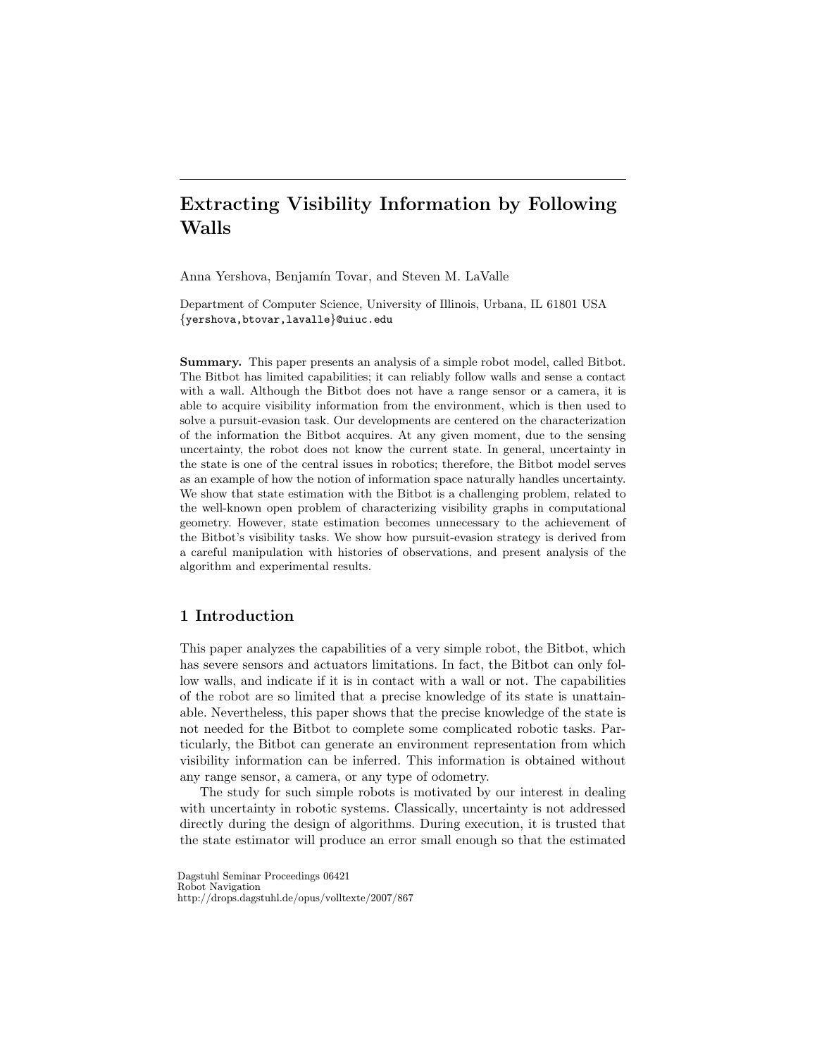# Extracting Visibility Information by Following Walls

Anna Yershova, Benjamín Tovar, and Steven M. LaValle

Department of Computer Science, University of Illinois, Urbana, IL 61801 USA
{yershova,btovar,lavalle}@uiuc.edu

**Summary.** This paper presents an analysis of a simple robot model, called Bitbot. The Bitbot has limited capabilities; it can reliably follow walls and sense a contact with a wall. Although the Bitbot does not have a range sensor or a camera, it is able to acquire visibility information from the environment, which is then used to solve a pursuit-evasion task. Our developments are centered on the characterization of the information the Bitbot acquires. At any given moment, due to the sensing uncertainty, the robot does not know the current state. In general, uncertainty in the state is one of the central issues in robotics; therefore, the Bitbot model serves as an example of how the notion of information space naturally handles uncertainty. We show that state estimation with the Bitbot is a challenging problem, related to the well-known open problem of characterizing visibility graphs in computational geometry. However, state estimation becomes unnecessary to the achievement of the Bitbot's visibility tasks. We show how pursuit-evasion strategy is derived from a careful manipulation with histories of observations, and present analysis of the algorithm and experimental results.

## 1 Introduction

This paper analyzes the capabilities of a very simple robot, the Bitbot, which has severe sensors and actuators limitations. In fact, the Bitbot can only follow walls, and indicate if it is in contact with a wall or not. The capabilities of the robot are so limited that a precise knowledge of its state is unattainable. Nevertheless, this paper shows that the precise knowledge of the state is not needed for the Bitbot to complete some complicated robotic tasks. Particularly, the Bitbot can generate an environment representation from which visibility information can be inferred. This information is obtained without any range sensor, a camera, or any type of odometry.

The study for such simple robots is motivated by our interest in dealing with uncertainty in robotic systems. Classically, uncertainty is not addressed directly during the design of algorithms. During execution, it is trusted that the state estimator will produce an error small enough so that the estimated

Dagstuhl Seminar Proceedings 06421
Robot Navigation
http://drops.dagstuhl.de/opus/volltexte/2007/867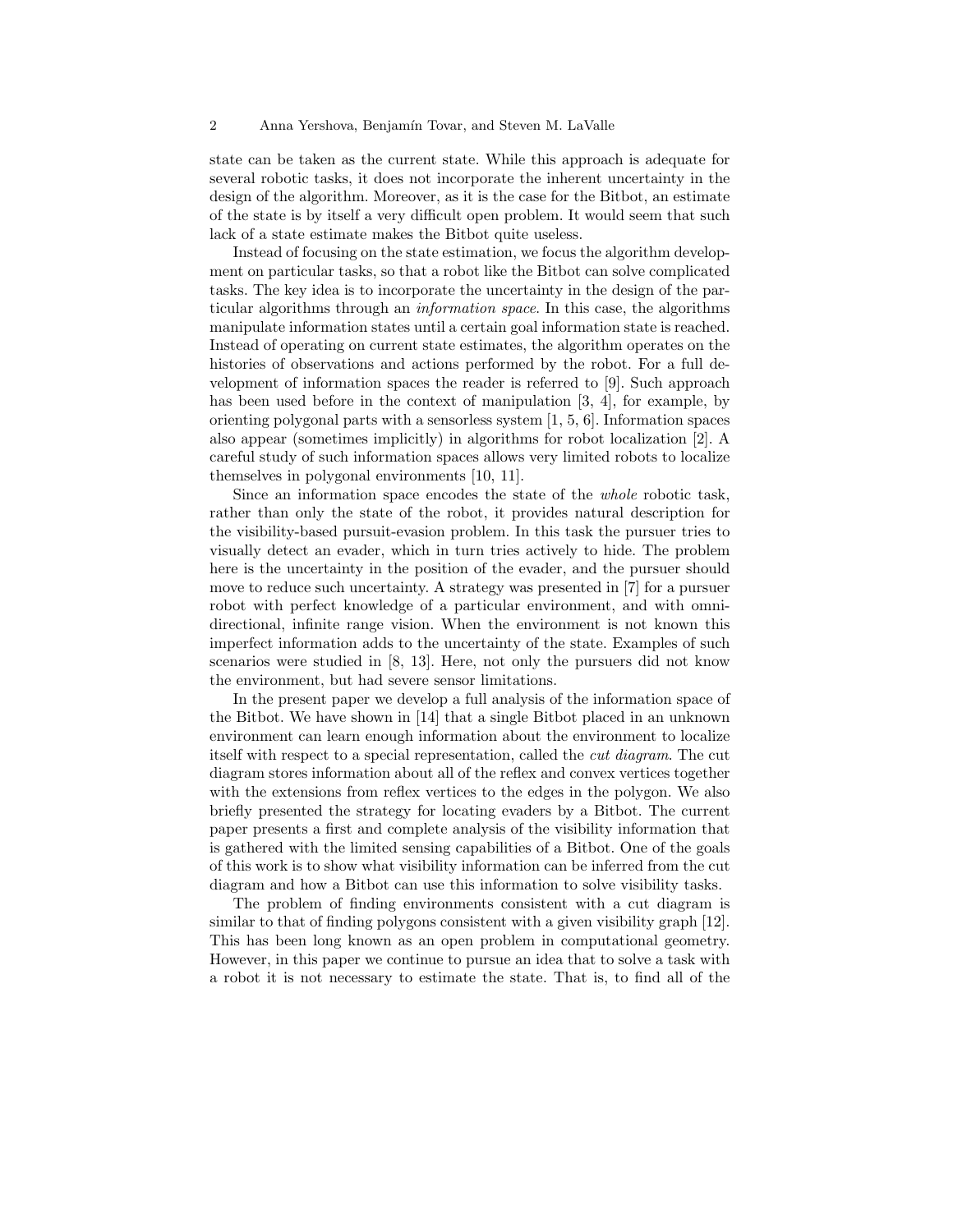state can be taken as the current state. While this approach is adequate for several robotic tasks, it does not incorporate the inherent uncertainty in the design of the algorithm. Moreover, as it is the case for the Bitbot, an estimate of the state is by itself a very difficult open problem. It would seem that such lack of a state estimate makes the Bitbot quite useless.

Instead of focusing on the state estimation, we focus the algorithm development on particular tasks, so that a robot like the Bitbot can solve complicated tasks. The key idea is to incorporate the uncertainty in the design of the particular algorithms through an *information space*. In this case, the algorithms manipulate information states until a certain goal information state is reached. Instead of operating on current state estimates, the algorithm operates on the histories of observations and actions performed by the robot. For a full development of information spaces the reader is referred to [9]. Such approach has been used before in the context of manipulation [3, 4], for example, by orienting polygonal parts with a sensorless system [1, 5, 6]. Information spaces also appear (sometimes implicitly) in algorithms for robot localization [2]. A careful study of such information spaces allows very limited robots to localize themselves in polygonal environments [10, 11].

Since an information space encodes the state of the *whole* robotic task, rather than only the state of the robot, it provides natural description for the visibility-based pursuit-evasion problem. In this task the pursuer tries to visually detect an evader, which in turn tries actively to hide. The problem here is the uncertainty in the position of the evader, and the pursuer should move to reduce such uncertainty. A strategy was presented in [7] for a pursuer robot with perfect knowledge of a particular environment, and with omnidirectional, infinite range vision. When the environment is not known this imperfect information adds to the uncertainty of the state. Examples of such scenarios were studied in [8, 13]. Here, not only the pursuers did not know the environment, but had severe sensor limitations.

In the present paper we develop a full analysis of the information space of the Bitbot. We have shown in [14] that a single Bitbot placed in an unknown environment can learn enough information about the environment to localize itself with respect to a special representation, called the *cut diagram*. The cut diagram stores information about all of the reflex and convex vertices together with the extensions from reflex vertices to the edges in the polygon. We also briefly presented the strategy for locating evaders by a Bitbot. The current paper presents a first and complete analysis of the visibility information that is gathered with the limited sensing capabilities of a Bitbot. One of the goals of this work is to show what visibility information can be inferred from the cut diagram and how a Bitbot can use this information to solve visibility tasks.

The problem of finding environments consistent with a cut diagram is similar to that of finding polygons consistent with a given visibility graph [12]. This has been long known as an open problem in computational geometry. However, in this paper we continue to pursue an idea that to solve a task with a robot it is not necessary to estimate the state. That is, to find all of the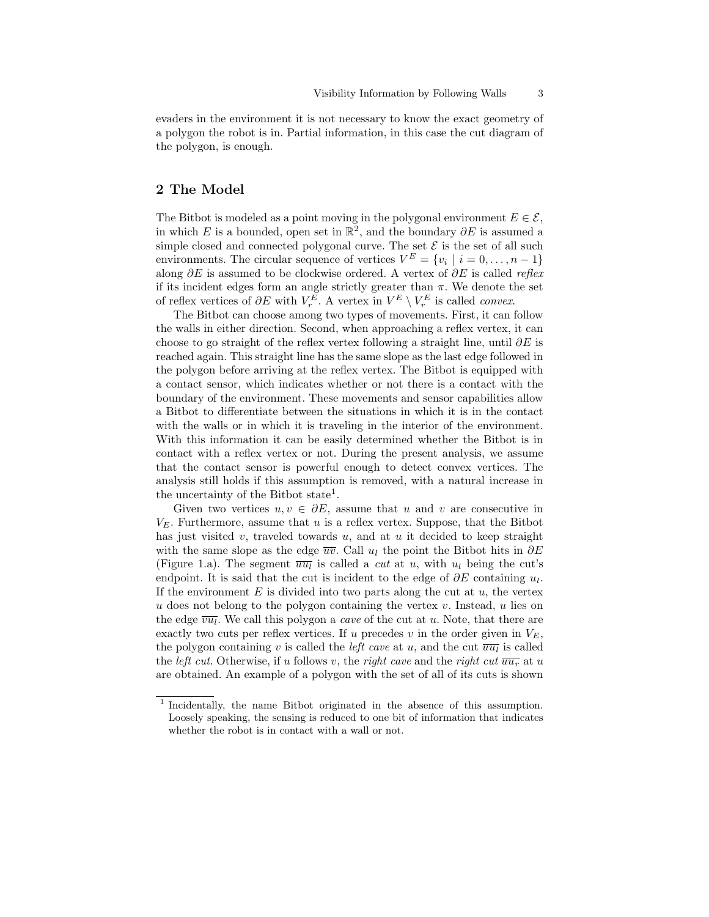evaders in the environment it is not necessary to know the exact geometry of a polygon the robot is in. Partial information, in this case the cut diagram of the polygon, is enough.

## 2 The Model

The Bitbot is modeled as a point moving in the polygonal environment $E \in \mathcal{E}$, in which $E$ is a bounded, open set in $\mathbb{R}^2$, and the boundary $\partial E$ is assumed a simple closed and connected polygonal curve. The set $\mathcal{E}$ is the set of all such environments. The circular sequence of vertices $V^E = \{v_i \mid i = 0, \ldots, n-1\}$ along $\partial E$ is assumed to be clockwise ordered. A vertex of $\partial E$ is called *reflex* if its incident edges form an angle strictly greater than $\pi$. We denote the set of reflex vertices of $\partial E$ with $V_r^E$. A vertex in $V^E \setminus V_r^E$ is called *convex*.

The Bitbot can choose among two types of movements. First, it can follow the walls in either direction. Second, when approaching a reflex vertex, it can choose to go straight of the reflex vertex following a straight line, until $\partial E$ is reached again. This straight line has the same slope as the last edge followed in the polygon before arriving at the reflex vertex. The Bitbot is equipped with a contact sensor, which indicates whether or not there is a contact with the boundary of the environment. These movements and sensor capabilities allow a Bitbot to differentiate between the situations in which it is in the contact with the walls or in which it is traveling in the interior of the environment. With this information it can be easily determined whether the Bitbot is in contact with a reflex vertex or not. During the present analysis, we assume that the contact sensor is powerful enough to detect convex vertices. The analysis still holds if this assumption is removed, with a natural increase in the uncertainty of the Bitbot state[1].

Given two vertices $u, v \in \partial E$, assume that $u$ and $v$ are consecutive in $V_E$. Furthermore, assume that $u$ is a reflex vertex. Suppose, that the Bitbot has just visited $v$, traveled towards $u$, and at $u$ it decided to keep straight with the same slope as the edge $\overline{uv}$. Call $u_l$ the point the Bitbot hits in $\partial E$ (Figure 1.a). The segment $\overline{uu_l}$ is called a *cut* at $u$, with $u_l$ being the cut's endpoint. It is said that the cut is incident to the edge of $\partial E$ containing $u_l$. If the environment $E$ is divided into two parts along the cut at $u$, the vertex $u$ does not belong to the polygon containing the vertex $v$. Instead, $u$ lies on the edge $\overline{vu_l}$. We call this polygon a *cave* of the cut at $u$. Note, that there are exactly two cuts per reflex vertices. If $u$ precedes $v$ in the order given in $V_E$, the polygon containing $v$ is called the *left cave* at $u$, and the cut $\overline{uu_l}$ is called the *left cut*. Otherwise, if $u$ follows $v$, the *right cave* and the *right cut* $\overline{uu_r}$ at $u$ are obtained. An example of a polygon with the set of all of its cuts is shown

[1] Incidentally, the name Bitbot originated in the absence of this assumption. Loosely speaking, the sensing is reduced to one bit of information that indicates whether the robot is in contact with a wall or not.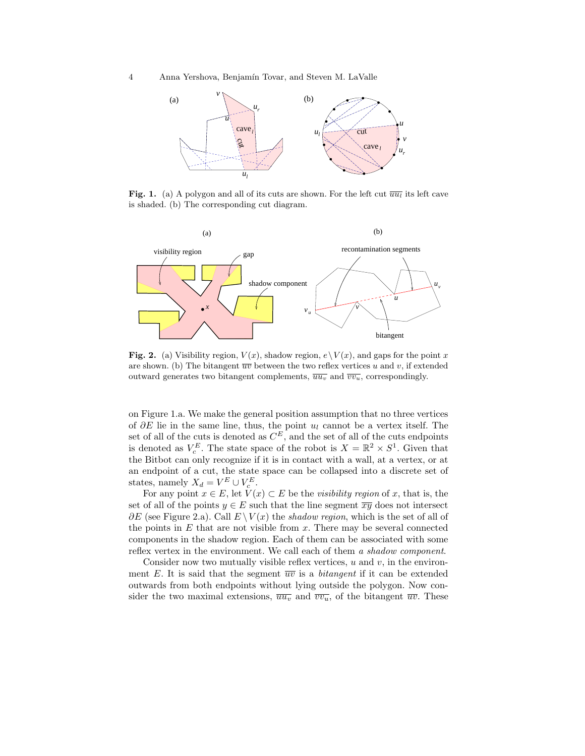**Fig. 1.** (a) A polygon and all of its cuts are shown. For the left cut $\overline{uu_l}$ its left cave is shaded. (b) The corresponding cut diagram.

**Fig. 2.** (a) Visibility region, $V(x)$, shadow region, $e \setminus V(x)$, and gaps for the point $x$ are shown. (b) The bitangent $\overline{uv}$ between the two reflex vertices $u$ and $v$, if extended outward generates two bitangent complements, $\overline{uu_v}$ and $\overline{vv_u}$, correspondingly.

on Figure 1.a. We make the general position assumption that no three vertices of $\partial E$ lie in the same line, thus, the point $u_l$ cannot be a vertex itself. The set of all of the cuts is denoted as $C^E$, and the set of all of the cuts endpoints is denoted as $V_c^E$. The state space of the robot is $X = \mathbb{R}^2 \times S^1$. Given that the Bitbot can only recognize if it is in contact with a wall, at a vertex, or at an endpoint of a cut, the state space can be collapsed into a discrete set of states, namely $X_d = V^E \cup V_c^E$.

For any point $x \in E$, let $V(x) \subset E$ be the *visibility region* of $x$, that is, the set of all of the points $y \in E$ such that the line segment $\overline{xy}$ does not intersect $\partial E$ (see Figure 2.a). Call $E \setminus V(x)$ the *shadow region*, which is the set of all of the points in $E$ that are not visible from $x$. There may be several connected components in the shadow region. Each of them can be associated with some reflex vertex in the environment. We call each of them *a shadow component*.

Consider now two mutually visible reflex vertices, $u$ and $v$, in the environment $E$. It is said that the segment $\overline{uv}$ is a *bitangent* if it can be extended outwards from both endpoints without lying outside the polygon. Now consider the two maximal extensions, $\overline{uu_v}$ and $\overline{vv_u}$, of the bitangent $\overline{uv}$. These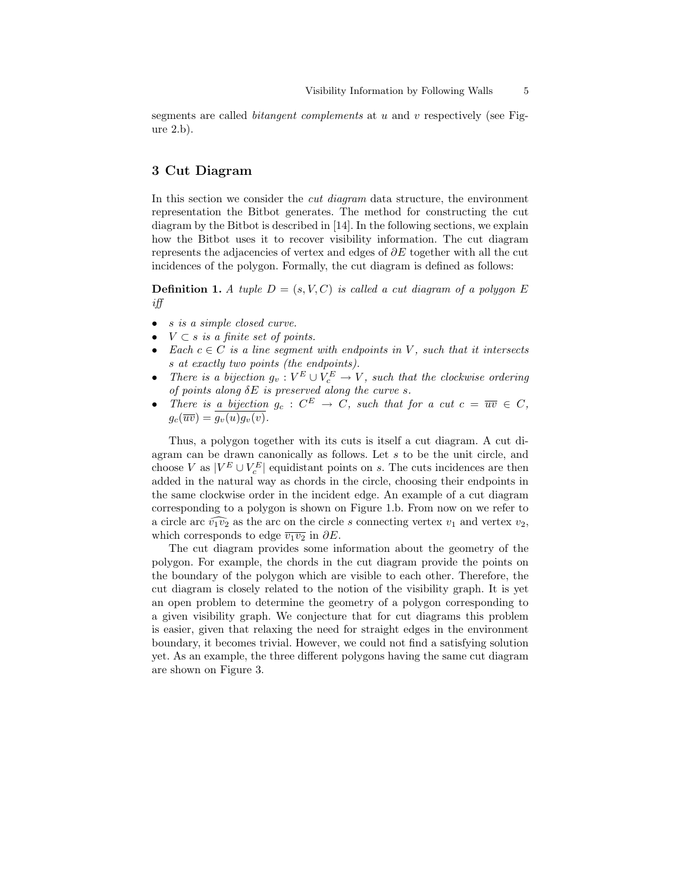segments are called *bitangent complements* at $u$ and $v$ respectively (see Figure 2.b).

## 3 Cut Diagram

In this section we consider the *cut diagram* data structure, the environment representation the Bitbot generates. The method for constructing the cut diagram by the Bitbot is described in [14]. In the following sections, we explain how the Bitbot uses it to recover visibility information. The cut diagram represents the adjacencies of vertex and edges of $\partial E$ together with all the cut incidences of the polygon. Formally, the cut diagram is defined as follows:

**Definition 1.** *A tuple $D = (s, V, C)$ is called a cut diagram of a polygon $E$ iff*

- *$s$ is a simple closed curve.*
- *$V \subset s$ is a finite set of points.*
- *Each $c \in C$ is a line segment with endpoints in $V$, such that it intersects $s$ at exactly two points (the endpoints).*
- *There is a bijection $g_v : V^E \cup V_c^E \to V$, such that the clockwise ordering of points along $\delta E$ is preserved along the curve $s$.*
- *There is a bijection $g_c : C^E \to C$, such that for a cut $c = \overline{uv} \in C$, $g_c(\overline{uv}) = \overline{g_v(u) g_v(v)}$.*

Thus, a polygon together with its cuts is itself a cut diagram. A cut diagram can be drawn canonically as follows. Let $s$ to be the unit circle, and choose $V$ as $|V^E \cup V_c^E|$ equidistant points on $s$. The cuts incidences are then added in the natural way as chords in the circle, choosing their endpoints in the same clockwise order in the incident edge. An example of a cut diagram corresponding to a polygon is shown on Figure 1.b. From now on we refer to a circle arc $\widehat{v_1 v_2}$ as the arc on the circle $s$ connecting vertex $v_1$ and vertex $v_2$, which corresponds to edge $\overline{v_1 v_2}$ in $\partial E$.

The cut diagram provides some information about the geometry of the polygon. For example, the chords in the cut diagram provide the points on the boundary of the polygon which are visible to each other. Therefore, the cut diagram is closely related to the notion of the visibility graph. It is yet an open problem to determine the geometry of a polygon corresponding to a given visibility graph. We conjecture that for cut diagrams this problem is easier, given that relaxing the need for straight edges in the environment boundary, it becomes trivial. However, we could not find a satisfying solution yet. As an example, the three different polygons having the same cut diagram are shown on Figure 3.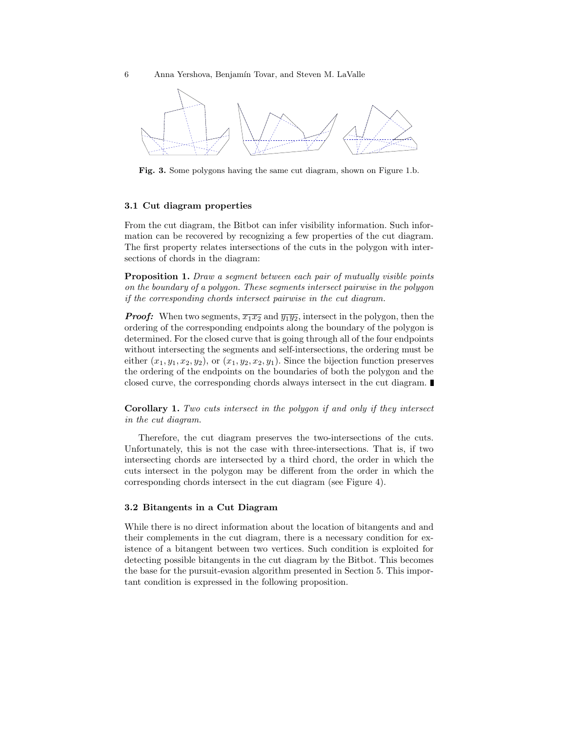Fig. 3. Some polygons having the same cut diagram, shown on Figure 1.b.

### 3.1 Cut diagram properties

From the cut diagram, the Bitbot can infer visibility information. Such information can be recovered by recognizing a few properties of the cut diagram. The first property relates intersections of the cuts in the polygon with intersections of chords in the diagram:

**Proposition 1.** *Draw a segment between each pair of mutually visible points on the boundary of a polygon. These segments intersect pairwise in the polygon if the corresponding chords intersect pairwise in the cut diagram.*

***Proof:*** When two segments, $\overline{x_1 x_2}$ and $\overline{y_1 y_2}$, intersect in the polygon, then the ordering of the corresponding endpoints along the boundary of the polygon is determined. For the closed curve that is going through all of the four endpoints without intersecting the segments and self-intersections, the ordering must be either $(x_1, y_1, x_2, y_2)$, or $(x_1, y_2, x_2, y_1)$. Since the bijection function preserves the ordering of the endpoints on the boundaries of both the polygon and the closed curve, the corresponding chords always intersect in the cut diagram. ∎

**Corollary 1.** *Two cuts intersect in the polygon if and only if they intersect in the cut diagram.*

Therefore, the cut diagram preserves the two-intersections of the cuts. Unfortunately, this is not the case with three-intersections. That is, if two intersecting chords are intersected by a third chord, the order in which the cuts intersect in the polygon may be different from the order in which the corresponding chords intersect in the cut diagram (see Figure 4).

### 3.2 Bitangents in a Cut Diagram

While there is no direct information about the location of bitangents and and their complements in the cut diagram, there is a necessary condition for existence of a bitangent between two vertices. Such condition is exploited for detecting possible bitangents in the cut diagram by the Bitbot. This becomes the base for the pursuit-evasion algorithm presented in Section 5. This important condition is expressed in the following proposition.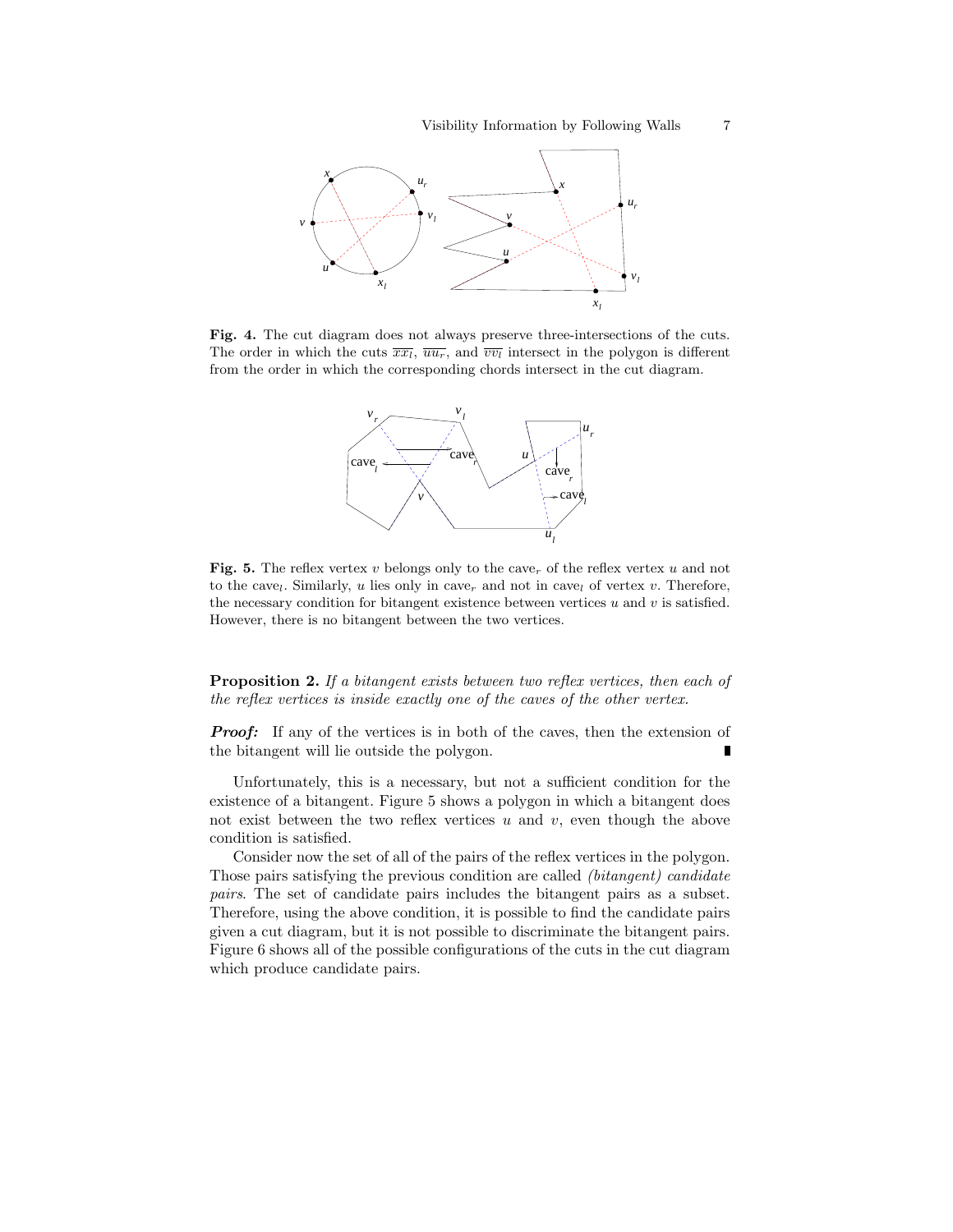**Fig. 4.** The cut diagram does not always preserve three-intersections of the cuts. The order in which the cuts $\overline{xx_l}$, $\overline{uu_r}$, and $\overline{vv_l}$ intersect in the polygon is different from the order in which the corresponding chords intersect in the cut diagram.

**Fig. 5.** The reflex vertex $v$ belongs only to the cave$_r$ of the reflex vertex $u$ and not to the cave$_l$. Similarly, $u$ lies only in cave$_r$ and not in cave$_l$ of vertex $v$. Therefore, the necessary condition for bitangent existence between vertices $u$ and $v$ is satisfied. However, there is no bitangent between the two vertices.

**Proposition 2.** *If a bitangent exists between two reflex vertices, then each of the reflex vertices is inside exactly one of the caves of the other vertex.*

***Proof:*** If any of the vertices is in both of the caves, then the extension of the bitangent will lie outside the polygon. ∎

Unfortunately, this is a necessary, but not a sufficient condition for the existence of a bitangent. Figure 5 shows a polygon in which a bitangent does not exist between the two reflex vertices $u$ and $v$, even though the above condition is satisfied.

Consider now the set of all of the pairs of the reflex vertices in the polygon. Those pairs satisfying the previous condition are called *(bitangent) candidate pairs*. The set of candidate pairs includes the bitangent pairs as a subset. Therefore, using the above condition, it is possible to find the candidate pairs given a cut diagram, but it is not possible to discriminate the bitangent pairs. Figure 6 shows all of the possible configurations of the cuts in the cut diagram which produce candidate pairs.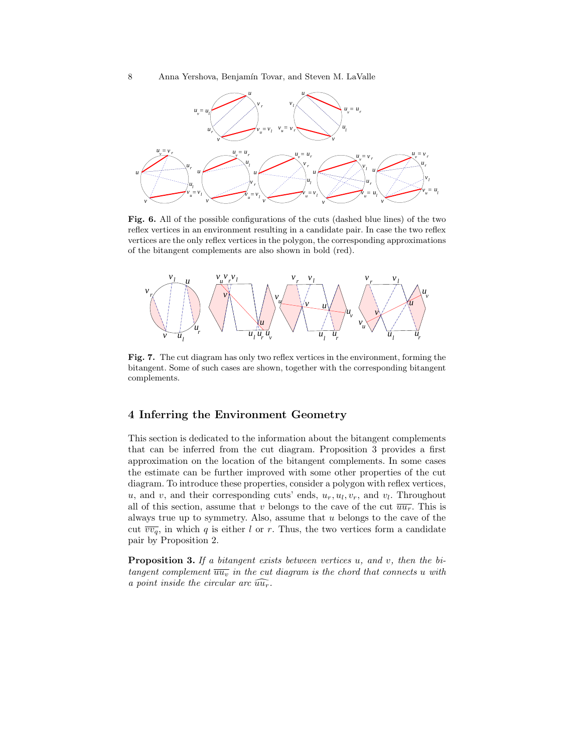**Fig. 6.** All of the possible configurations of the cuts (dashed blue lines) of the two reflex vertices in an environment resulting in a candidate pair. In case the two reflex vertices are the only reflex vertices in the polygon, the corresponding approximations of the bitangent complements are also shown in bold (red).

**Fig. 7.** The cut diagram has only two reflex vertices in the environment, forming the bitangent. Some of such cases are shown, together with the corresponding bitangent complements.

## 4 Inferring the Environment Geometry

This section is dedicated to the information about the bitangent complements that can be inferred from the cut diagram. Proposition 3 provides a first approximation on the location of the bitangent complements. In some cases the estimate can be further improved with some other properties of the cut diagram. To introduce these properties, consider a polygon with reflex vertices, $u$, and $v$, and their corresponding cuts' ends, $u_r, u_l, v_r$, and $v_l$. Throughout all of this section, assume that $v$ belongs to the cave of the cut $\overline{uu_r}$. This is always true up to symmetry. Also, assume that $u$ belongs to the cave of the cut $\overline{vv_q}$, in which $q$ is either $l$ or $r$. Thus, the two vertices form a candidate pair by Proposition 2.

**Proposition 3.** *If a bitangent exists between vertices $u$, and $v$, then the bitangent complement $\overline{uu_v}$ in the cut diagram is the chord that connects $u$ with a point inside the circular arc $\widehat{uu_r}$.*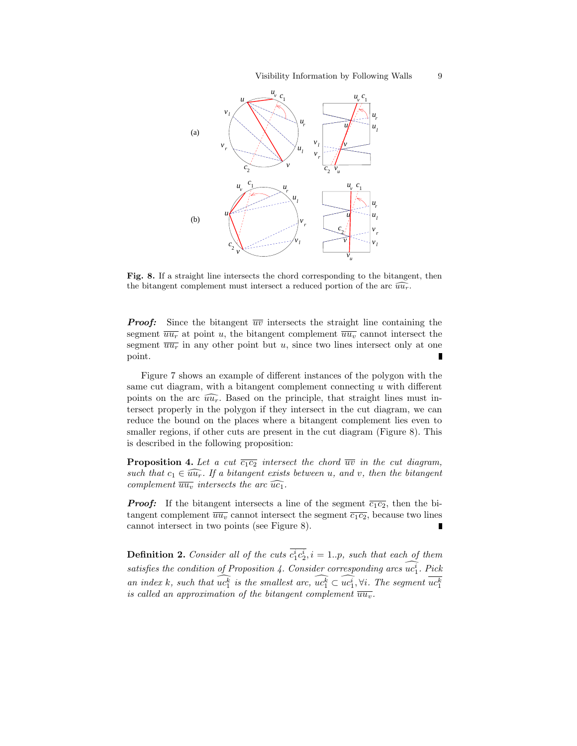**Fig. 8.** If a straight line intersects the chord corresponding to the bitangent, then the bitangent complement must intersect a reduced portion of the arc $\widehat{uu_r}$.

***Proof:*** Since the bitangent $\overline{uv}$ intersects the straight line containing the segment $\overline{uu_r}$ at point $u$, the bitangent complement $\overline{uu_v}$ cannot intersect the segment $\overline{uu_r}$ in any other point but $u$, since two lines intersect only at one point. ∎

Figure 7 shows an example of different instances of the polygon with the same cut diagram, with a bitangent complement connecting $u$ with different points on the arc $\widehat{uu_r}$. Based on the principle, that straight lines must intersect properly in the polygon if they intersect in the cut diagram, we can reduce the bound on the places where a bitangent complement lies even to smaller regions, if other cuts are present in the cut diagram (Figure 8). This is described in the following proposition:

**Proposition 4.** *Let a cut $\overline{c_1c_2}$ intersect the chord $\overline{uv}$ in the cut diagram, such that $c_1 \in \widehat{uu_r}$. If a bitangent exists between $u$, and $v$, then the bitangent complement $\overline{uu_v}$ intersects the arc $\widehat{uc_1}$.*

***Proof:*** If the bitangent intersects a line of the segment $\overline{c_1c_2}$, then the bitangent complement $\overline{uu_v}$ cannot intersect the segment $\overline{c_1c_2}$, because two lines cannot intersect in two points (see Figure 8). ∎

**Definition 2.** *Consider all of the cuts $\overline{c_1^ic_2^i}, i = 1..p$, such that each of them satisfies the condition of Proposition 4. Consider corresponding arcs $\widehat{uc_1^i}$. Pick an index $k$, such that $\widehat{uc_1^k}$ is the smallest arc, $\widehat{uc_1^k} \subset \widehat{uc_1^i}, \forall i$. The segment $\overline{uc_1^k}$ is called an approximation of the bitangent complement $\overline{uu_v}$.*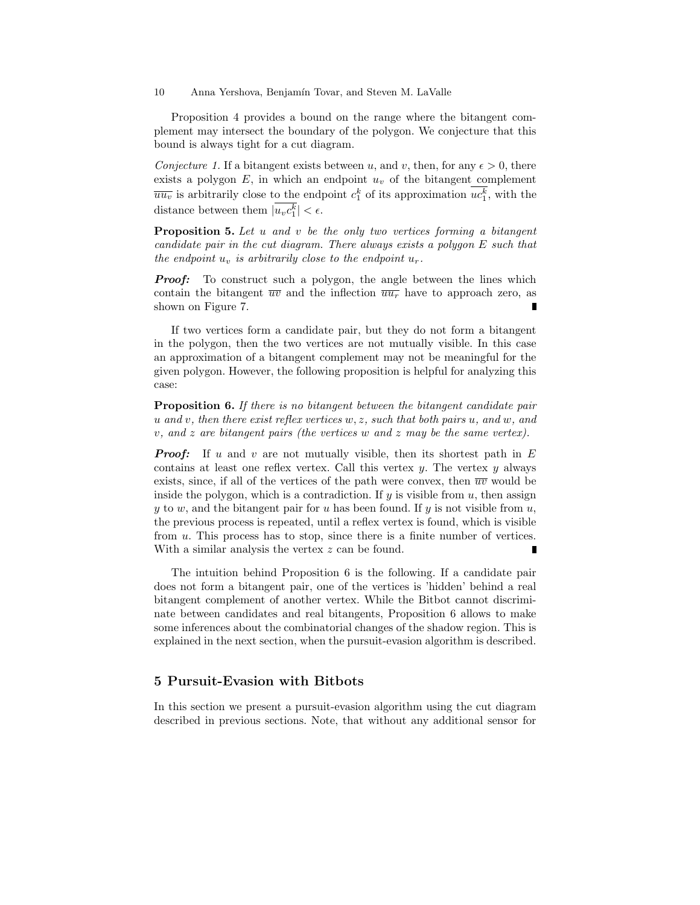Proposition 4 provides a bound on the range where the bitangent complement may intersect the boundary of the polygon. We conjecture that this bound is always tight for a cut diagram.

*Conjecture 1.* If a bitangent exists between $u$, and $v$, then, for any $\epsilon > 0$, there exists a polygon $E$, in which an endpoint $u_v$ of the bitangent complement $\overline{uu_v}$ is arbitrarily close to the endpoint $c_1^k$ of its approximation $\overline{uc_1^k}$, with the distance between them $|\overline{u_v c_1^k}| < \epsilon$.

**Proposition 5.** *Let $u$ and $v$ be the only two vertices forming a bitangent candidate pair in the cut diagram. There always exists a polygon $E$ such that the endpoint $u_v$ is arbitrarily close to the endpoint $u_r$.*

***Proof:*** To construct such a polygon, the angle between the lines which contain the bitangent $\overline{uv}$ and the inflection $\overline{uu_r}$ have to approach zero, as shown on Figure 7. ∎

If two vertices form a candidate pair, but they do not form a bitangent in the polygon, then the two vertices are not mutually visible. In this case an approximation of a bitangent complement may not be meaningful for the given polygon. However, the following proposition is helpful for analyzing this case:

**Proposition 6.** *If there is no bitangent between the bitangent candidate pair $u$ and $v$, then there exist reflex vertices $w, z$, such that both pairs $u$, and $w$, and $v$, and $z$ are bitangent pairs (the vertices $w$ and $z$ may be the same vertex).*

***Proof:*** If $u$ and $v$ are not mutually visible, then its shortest path in $E$ contains at least one reflex vertex. Call this vertex $y$. The vertex $y$ always exists, since, if all of the vertices of the path were convex, then $\overline{uv}$ would be inside the polygon, which is a contradiction. If $y$ is visible from $u$, then assign $y$ to $w$, and the bitangent pair for $u$ has been found. If $y$ is not visible from $u$, the previous process is repeated, until a reflex vertex is found, which is visible from $u$. This process has to stop, since there is a finite number of vertices. With a similar analysis the vertex $z$ can be found. ∎

The intuition behind Proposition 6 is the following. If a candidate pair does not form a bitangent pair, one of the vertices is 'hidden' behind a real bitangent complement of another vertex. While the Bitbot cannot discriminate between candidates and real bitangents, Proposition 6 allows to make some inferences about the combinatorial changes of the shadow region. This is explained in the next section, when the pursuit-evasion algorithm is described.

## 5 Pursuit-Evasion with Bitbots

In this section we present a pursuit-evasion algorithm using the cut diagram described in previous sections. Note, that without any additional sensor for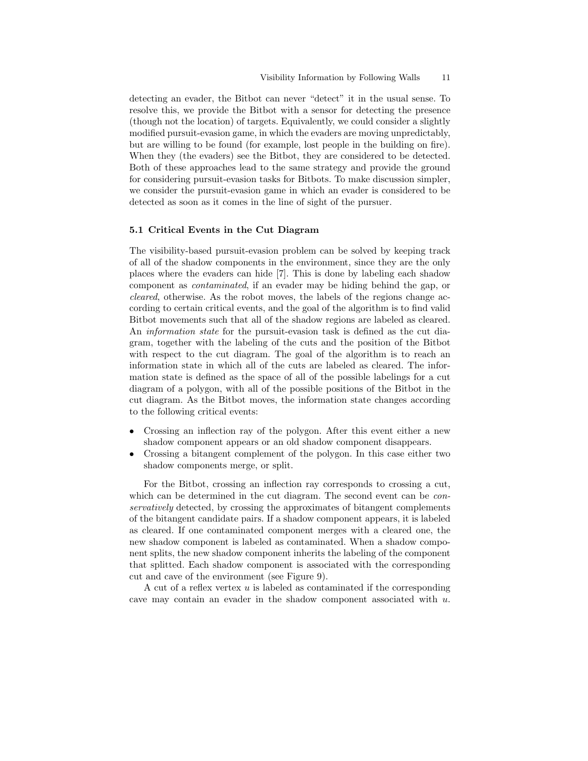detecting an evader, the Bitbot can never "detect" it in the usual sense. To resolve this, we provide the Bitbot with a sensor for detecting the presence (though not the location) of targets. Equivalently, we could consider a slightly modified pursuit-evasion game, in which the evaders are moving unpredictably, but are willing to be found (for example, lost people in the building on fire). When they (the evaders) see the Bitbot, they are considered to be detected. Both of these approaches lead to the same strategy and provide the ground for considering pursuit-evasion tasks for Bitbots. To make discussion simpler, we consider the pursuit-evasion game in which an evader is considered to be detected as soon as it comes in the line of sight of the pursuer.

### 5.1 Critical Events in the Cut Diagram

The visibility-based pursuit-evasion problem can be solved by keeping track of all of the shadow components in the environment, since they are the only places where the evaders can hide [7]. This is done by labeling each shadow component as *contaminated*, if an evader may be hiding behind the gap, or *cleared*, otherwise. As the robot moves, the labels of the regions change according to certain critical events, and the goal of the algorithm is to find valid Bitbot movements such that all of the shadow regions are labeled as cleared. An *information state* for the pursuit-evasion task is defined as the cut diagram, together with the labeling of the cuts and the position of the Bitbot with respect to the cut diagram. The goal of the algorithm is to reach an information state in which all of the cuts are labeled as cleared. The information state is defined as the space of all of the possible labelings for a cut diagram of a polygon, with all of the possible positions of the Bitbot in the cut diagram. As the Bitbot moves, the information state changes according to the following critical events:

- Crossing an inflection ray of the polygon. After this event either a new shadow component appears or an old shadow component disappears.
- Crossing a bitangent complement of the polygon. In this case either two shadow components merge, or split.

For the Bitbot, crossing an inflection ray corresponds to crossing a cut, which can be determined in the cut diagram. The second event can be *conservatively* detected, by crossing the approximates of bitangent complements of the bitangent candidate pairs. If a shadow component appears, it is labeled as cleared. If one contaminated component merges with a cleared one, the new shadow component is labeled as contaminated. When a shadow component splits, the new shadow component inherits the labeling of the component that splitted. Each shadow component is associated with the corresponding cut and cave of the environment (see Figure 9).

A cut of a reflex vertex $u$ is labeled as contaminated if the corresponding cave may contain an evader in the shadow component associated with $u$.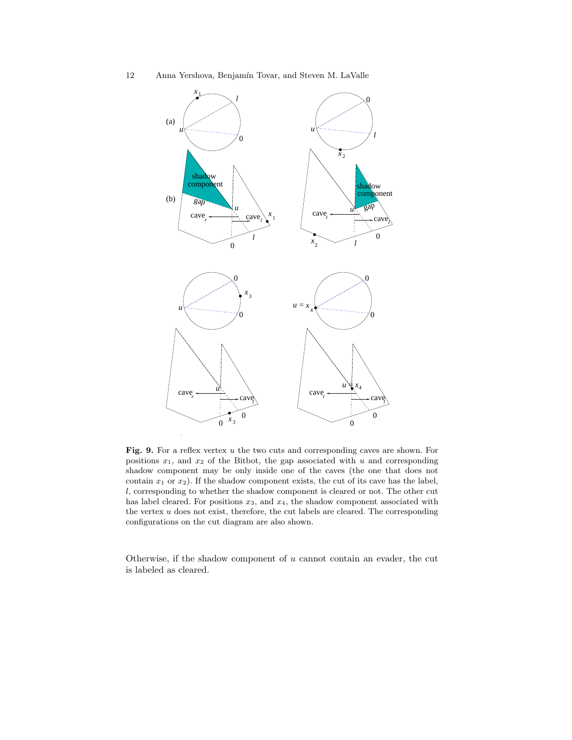**Fig. 9.** For a reflex vertex $u$ the two cuts and corresponding caves are shown. For positions $x_1$, and $x_2$ of the Bitbot, the gap associated with $u$ and corresponding shadow component may be only inside one of the caves (the one that does not contain $x_1$ or $x_2$). If the shadow component exists, the cut of its cave has the label, $l$, corresponding to whether the shadow component is cleared or not. The other cut has label cleared. For positions $x_3$, and $x_4$, the shadow component associated with the vertex $u$ does not exist, therefore, the cut labels are cleared. The corresponding configurations on the cut diagram are also shown.

Otherwise, if the shadow component of $u$ cannot contain an evader, the cut is labeled as cleared.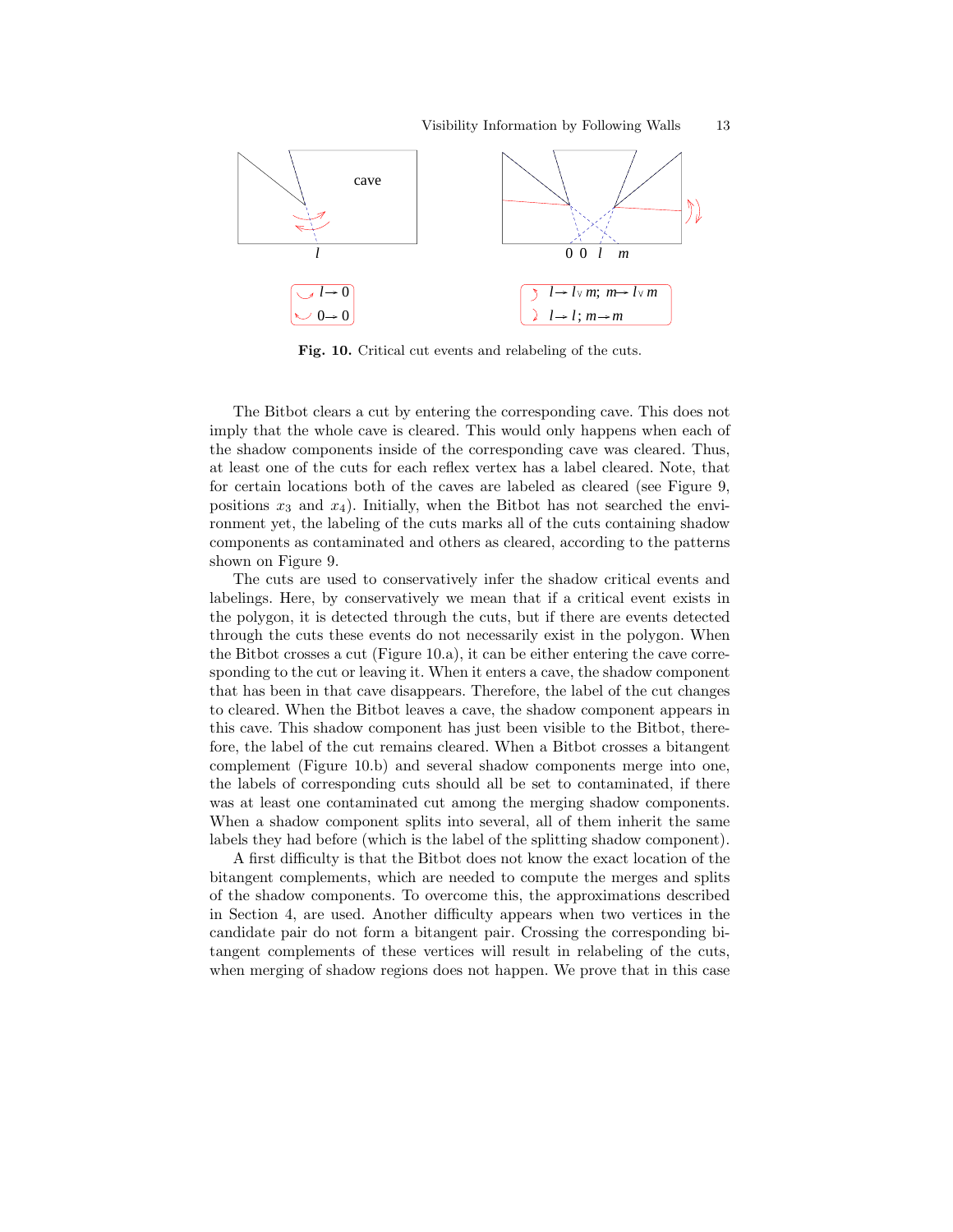**Fig. 10.** Critical cut events and relabeling of the cuts.

The Bitbot clears a cut by entering the corresponding cave. This does not imply that the whole cave is cleared. This would only happens when each of the shadow components inside of the corresponding cave was cleared. Thus, at least one of the cuts for each reflex vertex has a label cleared. Note, that for certain locations both of the caves are labeled as cleared (see Figure 9, positions $x_3$ and $x_4$). Initially, when the Bitbot has not searched the environment yet, the labeling of the cuts marks all of the cuts containing shadow components as contaminated and others as cleared, according to the patterns shown on Figure 9.

The cuts are used to conservatively infer the shadow critical events and labelings. Here, by conservatively we mean that if a critical event exists in the polygon, it is detected through the cuts, but if there are events detected through the cuts these events do not necessarily exist in the polygon. When the Bitbot crosses a cut (Figure 10.a), it can be either entering the cave corresponding to the cut or leaving it. When it enters a cave, the shadow component that has been in that cave disappears. Therefore, the label of the cut changes to cleared. When the Bitbot leaves a cave, the shadow component appears in this cave. This shadow component has just been visible to the Bitbot, therefore, the label of the cut remains cleared. When a Bitbot crosses a bitangent complement (Figure 10.b) and several shadow components merge into one, the labels of corresponding cuts should all be set to contaminated, if there was at least one contaminated cut among the merging shadow components. When a shadow component splits into several, all of them inherit the same labels they had before (which is the label of the splitting shadow component).

A first difficulty is that the Bitbot does not know the exact location of the bitangent complements, which are needed to compute the merges and splits of the shadow components. To overcome this, the approximations described in Section 4, are used. Another difficulty appears when two vertices in the candidate pair do not form a bitangent pair. Crossing the corresponding bitangent complements of these vertices will result in relabeling of the cuts, when merging of shadow regions does not happen. We prove that in this case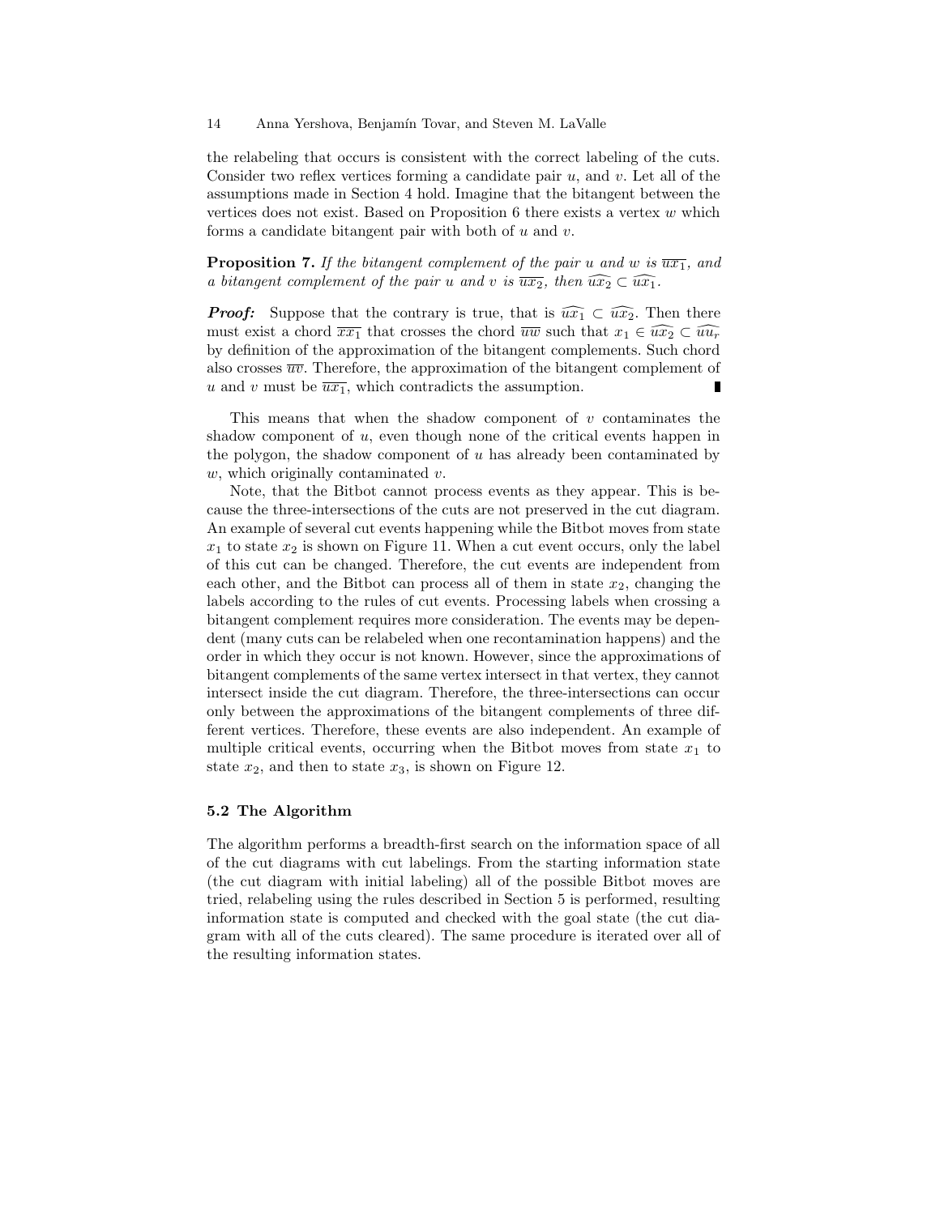the relabeling that occurs is consistent with the correct labeling of the cuts. Consider two reflex vertices forming a candidate pair $u$, and $v$. Let all of the assumptions made in Section 4 hold. Imagine that the bitangent between the vertices does not exist. Based on Proposition 6 there exists a vertex $w$ which forms a candidate bitangent pair with both of $u$ and $v$.

**Proposition 7.** *If the bitangent complement of the pair $u$ and $w$ is $\overline{ux_1}$, and a bitangent complement of the pair $u$ and $v$ is $\overline{ux_2}$, then $\widehat{ux_2} \subset \widehat{ux_1}$.*

***Proof:*** Suppose that the contrary is true, that is $\widehat{ux_1} \subset \widehat{ux_2}$. Then there must exist a chord $\overline{xx_1}$ that crosses the chord $\overline{uw}$ such that $x_1 \in \widehat{ux_2} \subset \widehat{uu_r}$ by definition of the approximation of the bitangent complements. Such chord also crosses $\overline{uv}$. Therefore, the approximation of the bitangent complement of $u$ and $v$ must be $\overline{ux_1}$, which contradicts the assumption. ∎

This means that when the shadow component of $v$ contaminates the shadow component of $u$, even though none of the critical events happen in the polygon, the shadow component of $u$ has already been contaminated by $w$, which originally contaminated $v$.

Note, that the Bitbot cannot process events as they appear. This is because the three-intersections of the cuts are not preserved in the cut diagram. An example of several cut events happening while the Bitbot moves from state $x_1$ to state $x_2$ is shown on Figure 11. When a cut event occurs, only the label of this cut can be changed. Therefore, the cut events are independent from each other, and the Bitbot can process all of them in state $x_2$, changing the labels according to the rules of cut events. Processing labels when crossing a bitangent complement requires more consideration. The events may be dependent (many cuts can be relabeled when one recontamination happens) and the order in which they occur is not known. However, since the approximations of bitangent complements of the same vertex intersect in that vertex, they cannot intersect inside the cut diagram. Therefore, the three-intersections can occur only between the approximations of the bitangent complements of three different vertices. Therefore, these events are also independent. An example of multiple critical events, occurring when the Bitbot moves from state $x_1$ to state $x_2$, and then to state $x_3$, is shown on Figure 12.

### 5.2 The Algorithm

The algorithm performs a breadth-first search on the information space of all of the cut diagrams with cut labelings. From the starting information state (the cut diagram with initial labeling) all of the possible Bitbot moves are tried, relabeling using the rules described in Section 5 is performed, resulting information state is computed and checked with the goal state (the cut diagram with all of the cuts cleared). The same procedure is iterated over all of the resulting information states.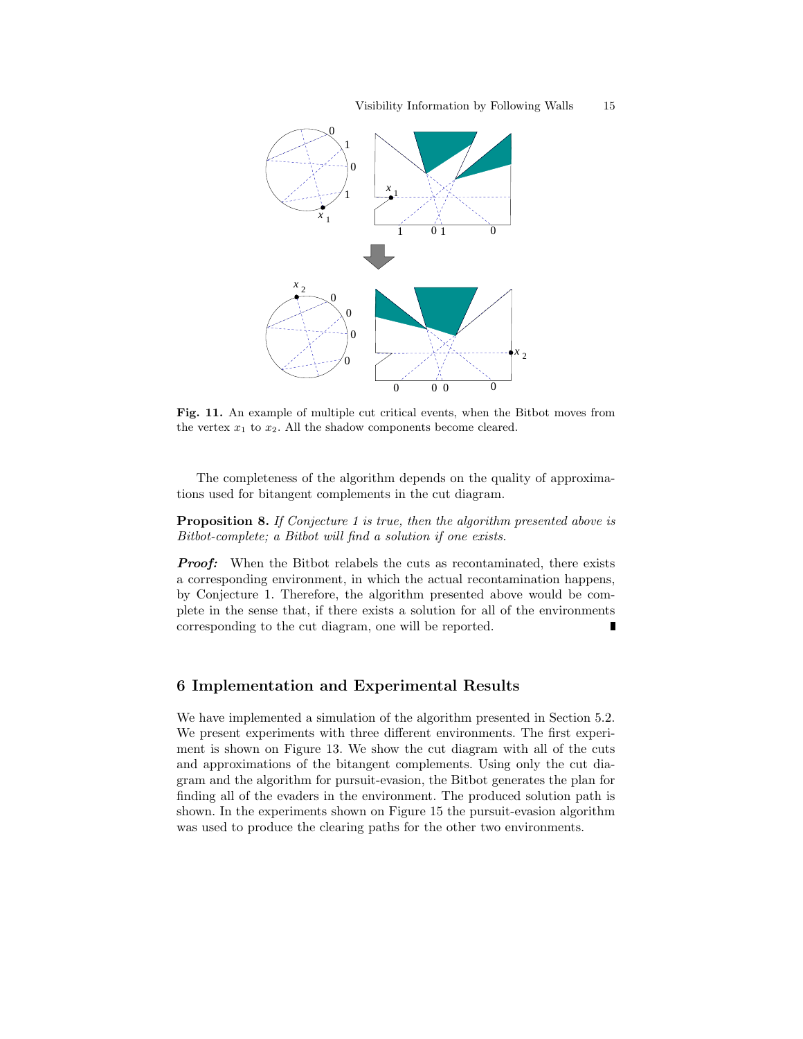**Fig. 11.** An example of multiple cut critical events, when the Bitbot moves from the vertex $x_1$ to $x_2$. All the shadow components become cleared.

The completeness of the algorithm depends on the quality of approximations used for bitangent complements in the cut diagram.

**Proposition 8.** *If Conjecture 1 is true, then the algorithm presented above is Bitbot-complete; a Bitbot will find a solution if one exists.*

***Proof:*** When the Bitbot relabels the cuts as recontaminated, there exists a corresponding environment, in which the actual recontamination happens, by Conjecture 1. Therefore, the algorithm presented above would be complete in the sense that, if there exists a solution for all of the environments corresponding to the cut diagram, one will be reported. ∎

## 6 Implementation and Experimental Results

We have implemented a simulation of the algorithm presented in Section 5.2. We present experiments with three different environments. The first experiment is shown on Figure 13. We show the cut diagram with all of the cuts and approximations of the bitangent complements. Using only the cut diagram and the algorithm for pursuit-evasion, the Bitbot generates the plan for finding all of the evaders in the environment. The produced solution path is shown. In the experiments shown on Figure 15 the pursuit-evasion algorithm was used to produce the clearing paths for the other two environments.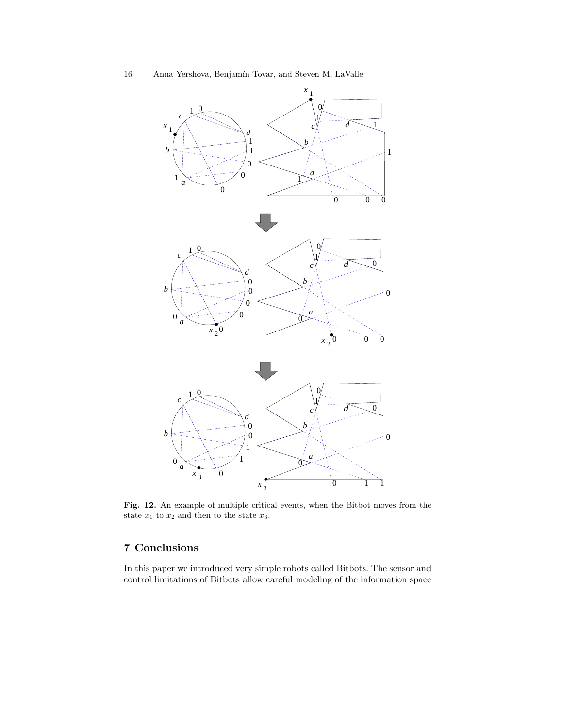**Fig. 12.** An example of multiple critical events, when the Bitbot moves from the state $x_1$ to $x_2$ and then to the state $x_3$.

## 7 Conclusions

In this paper we introduced very simple robots called Bitbots. The sensor and control limitations of Bitbots allow careful modeling of the information space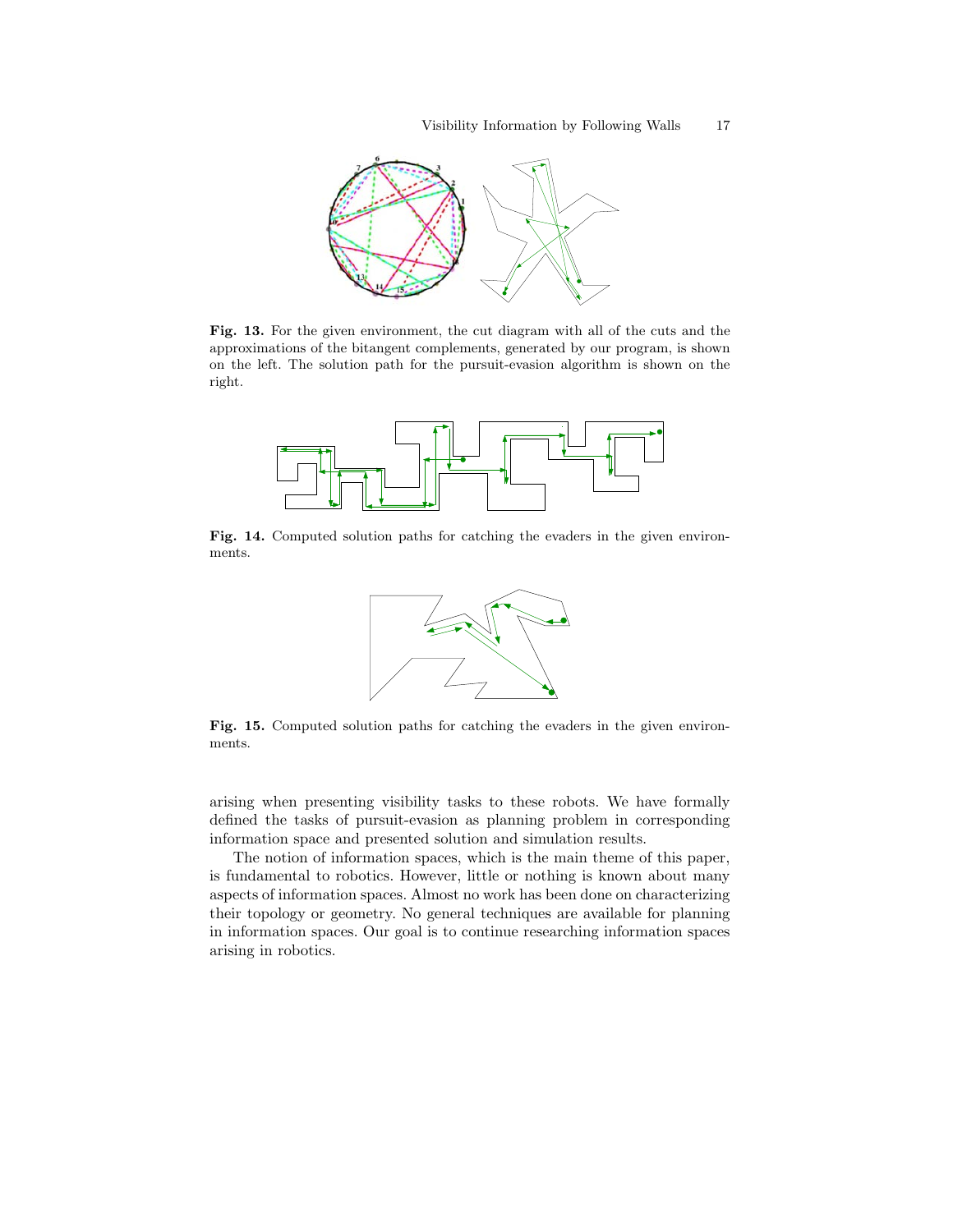**Fig. 13.** For the given environment, the cut diagram with all of the cuts and the approximations of the bitangent complements, generated by our program, is shown on the left. The solution path for the pursuit-evasion algorithm is shown on the right.

**Fig. 14.** Computed solution paths for catching the evaders in the given environments.

**Fig. 15.** Computed solution paths for catching the evaders in the given environments.

arising when presenting visibility tasks to these robots. We have formally defined the tasks of pursuit-evasion as planning problem in corresponding information space and presented solution and simulation results.

The notion of information spaces, which is the main theme of this paper, is fundamental to robotics. However, little or nothing is known about many aspects of information spaces. Almost no work has been done on characterizing their topology or geometry. No general techniques are available for planning in information spaces. Our goal is to continue researching information spaces arising in robotics.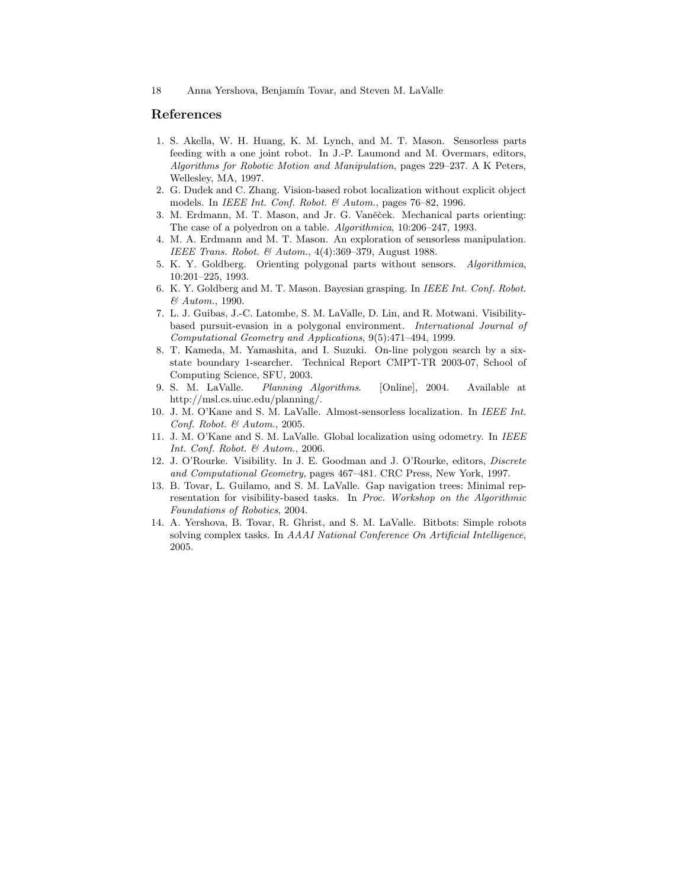## References

1. S. Akella, W. H. Huang, K. M. Lynch, and M. T. Mason. Sensorless parts feeding with a one joint robot. In J.-P. Laumond and M. Overmars, editors, *Algorithms for Robotic Motion and Manipulation*, pages 229–237. A K Peters, Wellesley, MA, 1997.
2. G. Dudek and C. Zhang. Vision-based robot localization without explicit object models. In *IEEE Int. Conf. Robot. & Autom.*, pages 76–82, 1996.
3. M. Erdmann, M. T. Mason, and Jr. G. Vaněček. Mechanical parts orienting: The case of a polyedron on a table. *Algorithmica*, 10:206–247, 1993.
4. M. A. Erdmann and M. T. Mason. An exploration of sensorless manipulation. *IEEE Trans. Robot. & Autom.*, 4(4):369–379, August 1988.
5. K. Y. Goldberg. Orienting polygonal parts without sensors. *Algorithmica*, 10:201–225, 1993.
6. K. Y. Goldberg and M. T. Mason. Bayesian grasping. In *IEEE Int. Conf. Robot. & Autom.*, 1990.
7. L. J. Guibas, J.-C. Latombe, S. M. LaValle, D. Lin, and R. Motwani. Visibility-based pursuit-evasion in a polygonal environment. *International Journal of Computational Geometry and Applications*, 9(5):471–494, 1999.
8. T. Kameda, M. Yamashita, and I. Suzuki. On-line polygon search by a six-state boundary 1-searcher. Technical Report CMPT-TR 2003-07, School of Computing Science, SFU, 2003.
9. S. M. LaValle. *Planning Algorithms*. [Online], 2004. Available at http://msl.cs.uiuc.edu/planning/.
10. J. M. O'Kane and S. M. LaValle. Almost-sensorless localization. In *IEEE Int. Conf. Robot. & Autom.*, 2005.
11. J. M. O'Kane and S. M. LaValle. Global localization using odometry. In *IEEE Int. Conf. Robot. & Autom.*, 2006.
12. J. O'Rourke. Visibility. In J. E. Goodman and J. O'Rourke, editors, *Discrete and Computational Geometry*, pages 467–481. CRC Press, New York, 1997.
13. B. Tovar, L. Guilamo, and S. M. LaValle. Gap navigation trees: Minimal representation for visibility-based tasks. In *Proc. Workshop on the Algorithmic Foundations of Robotics*, 2004.
14. A. Yershova, B. Tovar, R. Ghrist, and S. M. LaValle. Bitbots: Simple robots solving complex tasks. In *AAAI National Conference On Artificial Intelligence*, 2005.